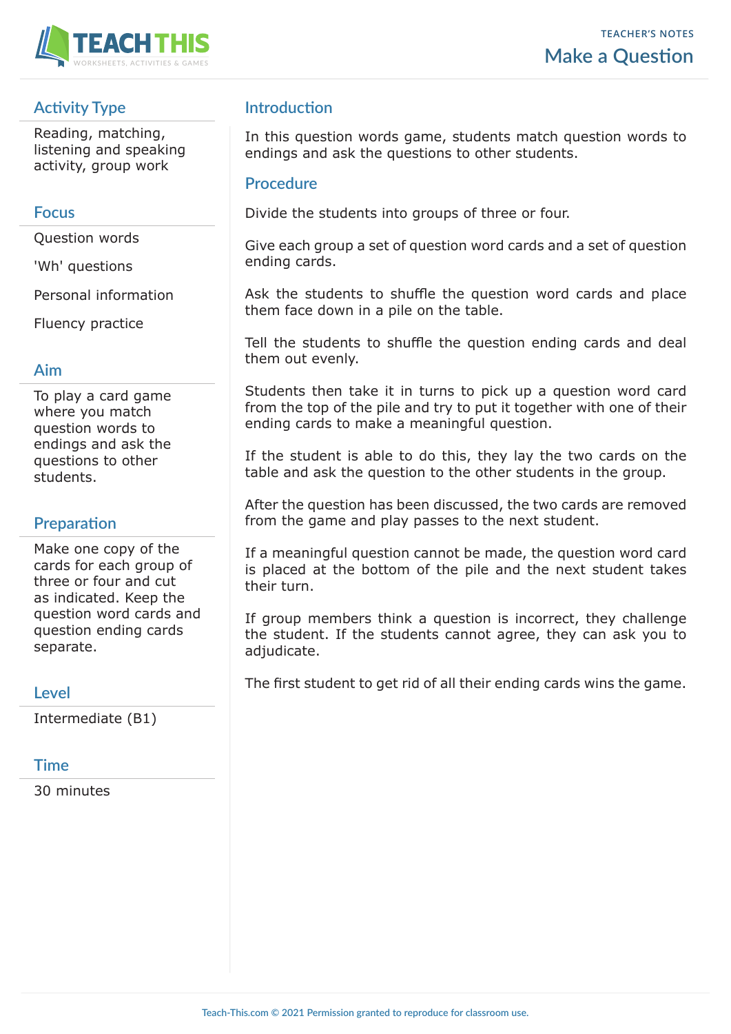TEACHER'S NOTES

# Make a Question

## Activity Type

Reading, matching, listening and speaking activity, group work

## Focus

Question words

'Wh' questions

Personal information

Fluency practice

## Aim

To play a card game where you match question words to endings and ask the questions to other students.

## Preparation

Make one copy of the cards for each group of three or four and cut as indicated. Keep the question word cards and question ending cards separate.

## Level

Intermediate (B1)

## Time

30 minutes

## Introduction

In this question words game, students match question words to endings and ask the questions to other students.

## Procedure

Divide the students into groups of three or four.

Give each group a set of question word cards and a set of question ending cards.

Ask the students to shuffle the question word cards and place them face down in a pile on the table.

Tell the students to shuffle the question ending cards and deal them out evenly.

Students then take it in turns to pick up a question word card from the top of the pile and try to put it together with one of their ending cards to make a meaningful question.

If the student is able to do this, they lay the two cards on the table and ask the question to the other students in the group.

After the question has been discussed, the two cards are removed from the game and play passes to the next student.

If a meaningful question cannot be made, the question word card is placed at the bottom of the pile and the next student takes their turn.

If group members think a question is incorrect, they challenge the student. If the students cannot agree, they can ask you to adjudicate.

The first student to get rid of all their ending cards wins the game.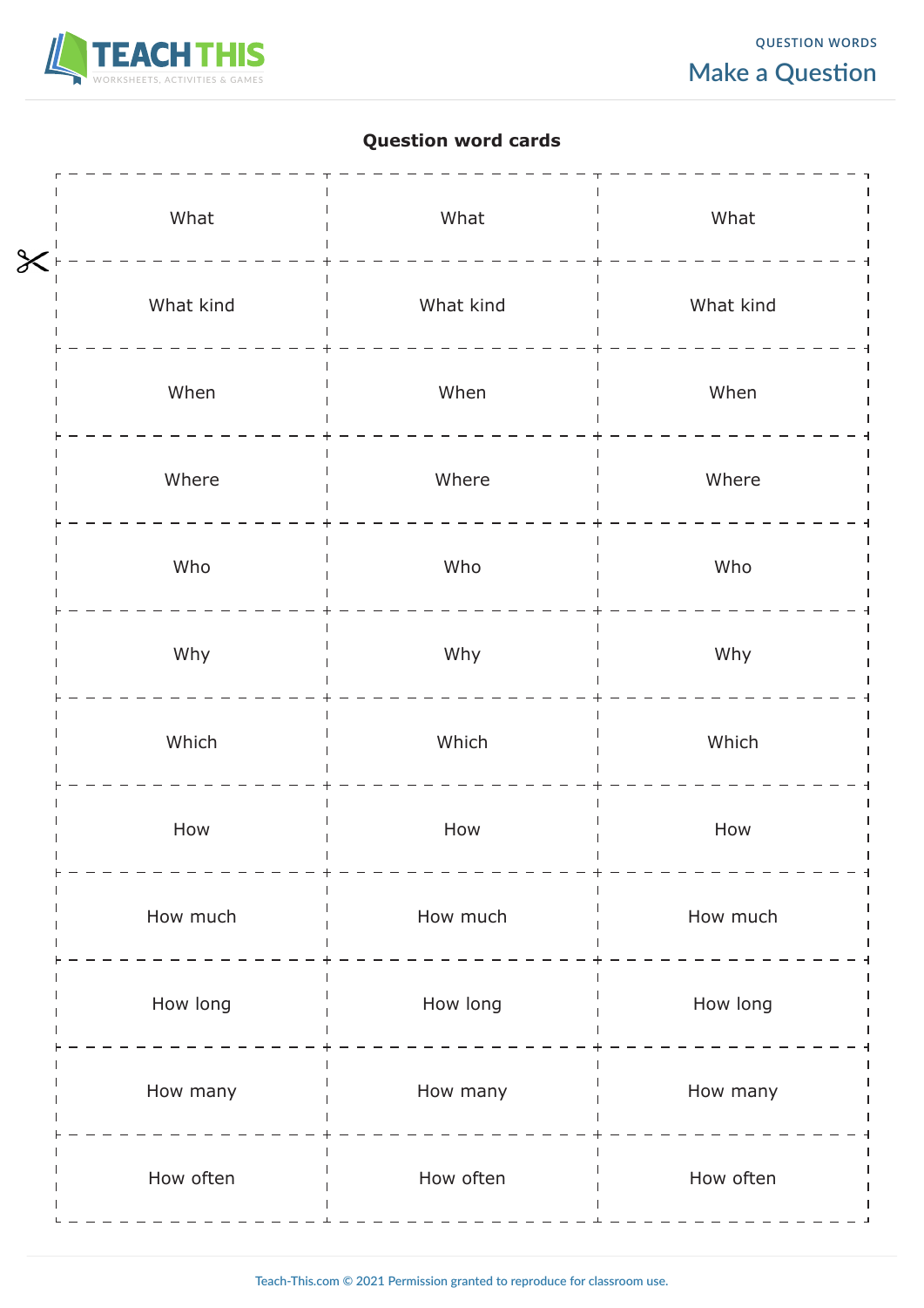## Question word cards

| | | |
|---|---|---|
| What | What | What |
| What kind | What kind | What kind |
| When | When | When |
| Where | Where | Where |
| Who | Who | Who |
| Why | Why | Why |
| Which | Which | Which |
| How | How | How |
| How much | How much | How much |
| How long | How long | How long |
| How many | How many | How many |
| How often | How often | How often |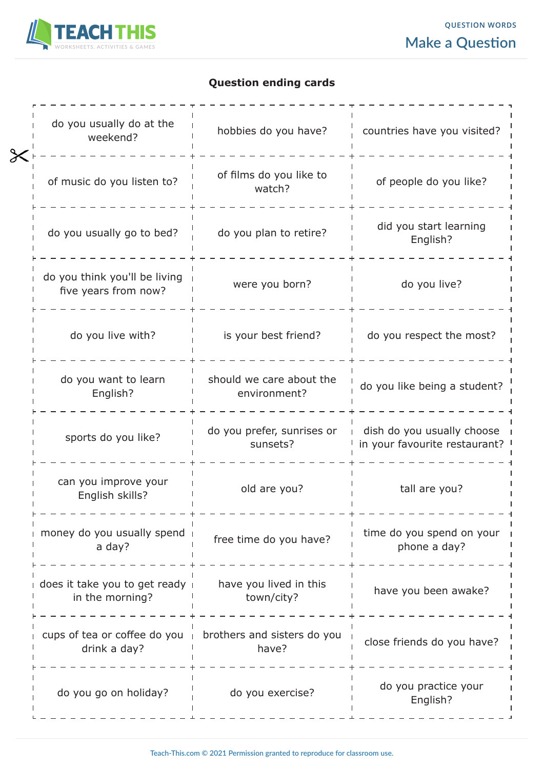## Question ending cards

| | | |
|---|---|---|
| do you usually do at the weekend? | hobbies do you have? | countries have you visited? |
| of music do you listen to? | of films do you like to watch? | of people do you like? |
| do you usually go to bed? | do you plan to retire? | did you start learning English? |
| do you think you'll be living five years from now? | were you born? | do you live? |
| do you live with? | is your best friend? | do you respect the most? |
| do you want to learn English? | should we care about the environment? | do you like being a student? |
| sports do you like? | do you prefer, sunrises or sunsets? | dish do you usually choose in your favourite restaurant? |
| can you improve your English skills? | old are you? | tall are you? |
| money do you usually spend a day? | free time do you have? | time do you spend on your phone a day? |
| does it take you to get ready in the morning? | have you lived in this town/city? | have you been awake? |
| cups of tea or coffee do you drink a day? | brothers and sisters do you have? | close friends do you have? |
| do you go on holiday? | do you exercise? | do you practice your English? |